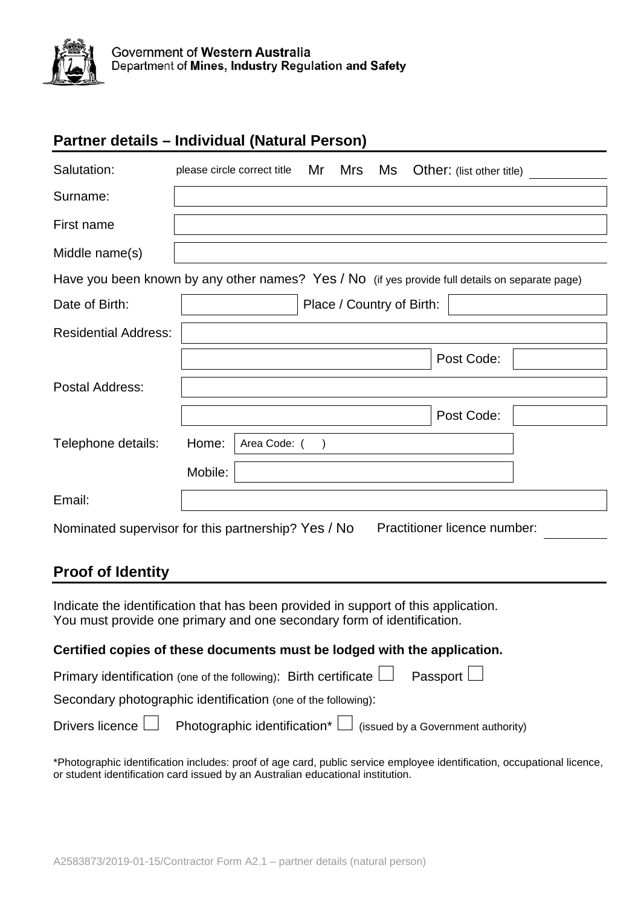Government of Western Australia
Department of Mines, Industry Regulation and Safety

## Partner details – Individual (Natural Person)

| | |
|---|---|
| Salutation: | please circle correct title Mr Mrs Ms Other: (list other title) ______ |
| Surname: | |
| First name | |
| Middle name(s) | |

Have you been known by any other names? Yes / No (if yes provide full details on separate page)

| | | | |
|---|---|---|---|
| Date of Birth: | | Place / Country of Birth: | |
| Residential Address: | | | |
| | | Post Code: | |
| Postal Address: | | | |
| | | Post Code: | |
| Telephone details: | Home: | Area Code: ( ) | |
| | Mobile: | | |
| Email: | | | |

Nominated supervisor for this partnership? Yes / No Practitioner licence number: ______

## Proof of Identity

Indicate the identification that has been provided in support of this application.
You must provide one primary and one secondary form of identification.

**Certified copies of these documents must be lodged with the application.**

Primary identification (one of the following): Birth certificate ☐ Passport ☐

Secondary photographic identification (one of the following):

Drivers licence ☐ Photographic identification* ☐ (issued by a Government authority)

*Photographic identification includes: proof of age card, public service employee identification, occupational licence, or student identification card issued by an Australian educational institution.

A2583873/2019-01-15/Contractor Form A2.1 – partner details (natural person)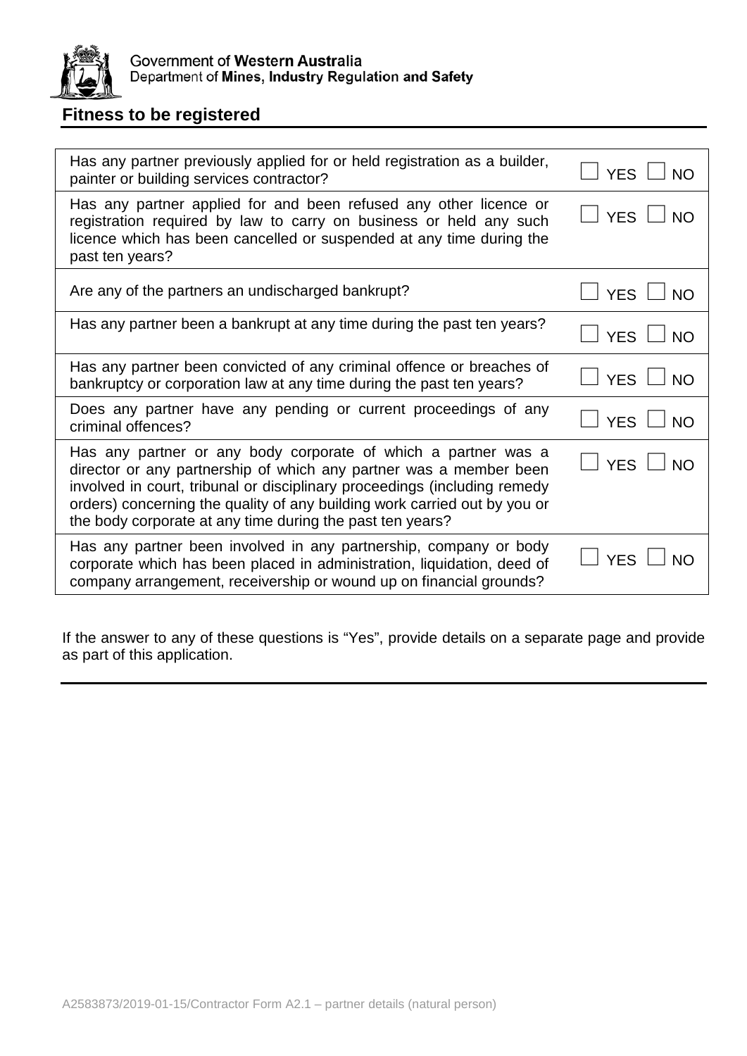Government of **Western Australia**
Department of **Mines, Industry Regulation and Safety**

## Fitness to be registered

| | |
|---|---|
| Has any partner previously applied for or held registration as a builder, painter or building services contractor? | ☐ YES ☐ NO |
| Has any partner applied for and been refused any other licence or registration required by law to carry on business or held any such licence which has been cancelled or suspended at any time during the past ten years? | ☐ YES ☐ NO |
| Are any of the partners an undischarged bankrupt? | ☐ YES ☐ NO |
| Has any partner been a bankrupt at any time during the past ten years? | ☐ YES ☐ NO |
| Has any partner been convicted of any criminal offence or breaches of bankruptcy or corporation law at any time during the past ten years? | ☐ YES ☐ NO |
| Does any partner have any pending or current proceedings of any criminal offences? | ☐ YES ☐ NO |
| Has any partner or any body corporate of which a partner was a director or any partnership of which any partner was a member been involved in court, tribunal or disciplinary proceedings (including remedy orders) concerning the quality of any building work carried out by you or the body corporate at any time during the past ten years? | ☐ YES ☐ NO |
| Has any partner been involved in any partnership, company or body corporate which has been placed in administration, liquidation, deed of company arrangement, receivership or wound up on financial grounds? | ☐ YES ☐ NO |

If the answer to any of these questions is "Yes", provide details on a separate page and provide as part of this application.